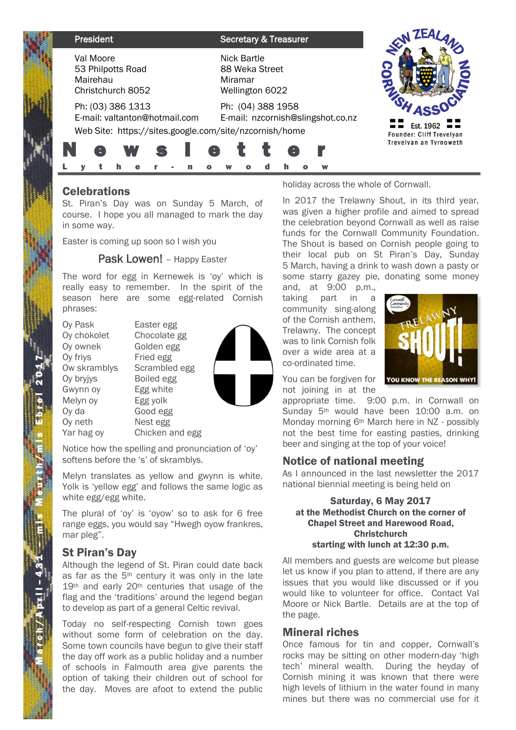| President | Secretary & Treasurer |
|---|---|
| Val Moore | Nick Bartle |
| 53 Philpotts Road | 88 Weka Street |
| Mairehau | Miramar |
| Christchurch 8052 | Wellington 6022 |
| Ph: (03) 386 1313 | Ph: (04) 388 1958 |
| E-mail: valtanton@hotmail.com | E-mail: nzcornish@slingshot.co.nz |

Web Site: https://sites.google.com/site/nzcornish/home

New Zealand Cornish Association
Est. 1962
Founder: Cliff Trevelyan
Trevelyan an Tyrnoweth

# Newsletter

## Lyther-nowodhow

March/April - 431 - mis Meurth/mis Ebrel 2017

## Celebrations

St. Piran's Day was on Sunday 5 March, of course. I hope you all managed to mark the day in some way.

Easter is coming up soon so I wish you

**Pask Lowen!** – Happy Easter

The word for egg in Kernewek is 'oy' which is really easy to remember. In the spirit of the season here are some egg-related Cornish phrases:

| | |
|---|---|
| Oy Pask | Easter egg |
| Oy chokolet | Chocolate gg |
| Oy ownek | Golden egg |
| Oy friys | Fried egg |
| Ow skramblys | Scrambled egg |
| Oy bryjys | Boiled egg |
| Gwynn oy | Egg white |
| Melyn oy | Egg yolk |
| Oy da | Good egg |
| Oy neth | Nest egg |
| Yar hag oy | Chicken and egg |

Notice how the spelling and pronunciation of 'oy' softens before the 's' of skramblys.

Melyn translates as yellow and gwynn is white. Yolk is 'yellow egg' and follows the same logic as white egg/egg white.

The plural of 'oy' is 'oyow' so to ask for 6 free range eggs, you would say "Hwegh oyow frankres, mar pleg".

## St Piran's Day

Although the legend of St. Piran could date back as far as the 5th century it was only in the late 19th and early 20th centuries that usage of the flag and the 'traditions' around the legend began to develop as part of a general Celtic revival.

Today no self-respecting Cornish town goes without some form of celebration on the day. Some town councils have begun to give their staff the day off work as a public holiday and a number of schools in Falmouth area give parents the option of taking their children out of school for the day. Moves are afoot to extend the public holiday across the whole of Cornwall.

In 2017 the Trelawny Shout, in its third year, was given a higher profile and aimed to spread the celebration beyond Cornwall as well as raise funds for the Cornwall Community Foundation. The Shout is based on Cornish people going to their local pub on St Piran's Day, Sunday 5 March, having a drink to wash down a pasty or some starry gazey pie, donating some money and, at 9:00 p.m., taking part in a community sing-along of the Cornish anthem, Trelawny. The concept was to link Cornish folk over a wide area at a co-ordinated time.

You can be forgiven for not joining in at the appropriate time. 9:00 p.m. in Cornwall on Sunday 5th would have been 10:00 a.m. on Monday morning 6th March here in NZ - possibly not the best time for easting pasties, drinking beer and singing at the top of your voice!

## Notice of national meeting

As I announced in the last newsletter the 2017 national biennial meeting is being held on

**Saturday, 6 May 2017**
**at the Methodist Church on the corner of Chapel Street and Harewood Road, Christchurch**
**starting with lunch at 12:30 p.m.**

All members and guests are welcome but please let us know if you plan to attend, if there are any issues that you would like discussed or if you would like to volunteer for office. Contact Val Moore or Nick Bartle. Details are at the top of the page.

## Mineral riches

Once famous for tin and copper, Cornwall's rocks may be sitting on other modern-day 'high tech' mineral wealth. During the heyday of Cornish mining it was known that there were high levels of lithium in the water found in many mines but there was no commercial use for it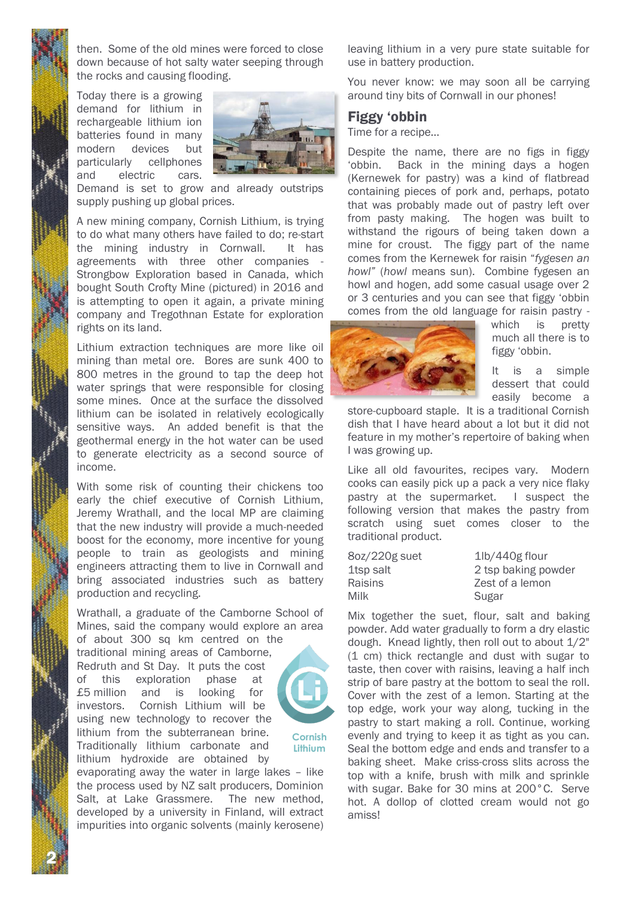then. Some of the old mines were forced to close down because of hot salty water seeping through the rocks and causing flooding.

Today there is a growing demand for lithium in rechargeable lithium ion batteries found in many modern devices but particularly cellphones and electric cars. Demand is set to grow and already outstrips supply pushing up global prices.

A new mining company, Cornish Lithium, is trying to do what many others have failed to do; re-start the mining industry in Cornwall. It has agreements with three other companies - Strongbow Exploration based in Canada, which bought South Crofty Mine (pictured) in 2016 and is attempting to open it again, a private mining company and Tregothnan Estate for exploration rights on its land.

Lithium extraction techniques are more like oil mining than metal ore. Bores are sunk 400 to 800 metres in the ground to tap the deep hot water springs that were responsible for closing some mines. Once at the surface the dissolved lithium can be isolated in relatively ecologically sensitive ways. An added benefit is that the geothermal energy in the hot water can be used to generate electricity as a second source of income.

With some risk of counting their chickens too early the chief executive of Cornish Lithium, Jeremy Wrathall, and the local MP are claiming that the new industry will provide a much-needed boost for the economy, more incentive for young people to train as geologists and mining engineers attracting them to live in Cornwall and bring associated industries such as battery production and recycling.

Wrathall, a graduate of the Camborne School of Mines, said the company would explore an area of about 300 sq km centred on the traditional mining areas of Camborne, Redruth and St Day. It puts the cost of this exploration phase at £5 million and is looking for investors. Cornish Lithium will be using new technology to recover the lithium from the subterranean brine. Traditionally lithium carbonate and lithium hydroxide are obtained by evaporating away the water in large lakes – like the process used by NZ salt producers, Dominion Salt, at Lake Grassmere. The new method, developed by a university in Finland, will extract impurities into organic solvents (mainly kerosene) leaving lithium in a very pure state suitable for use in battery production.

Cornish Lithium

You never know: we may soon all be carrying around tiny bits of Cornwall in our phones!

## Figgy 'obbin

Time for a recipe…

Despite the name, there are no figs in figgy 'obbin. Back in the mining days a hogen (Kernewek for pastry) was a kind of flatbread containing pieces of pork and, perhaps, potato that was probably made out of pastry left over from pasty making. The hogen was built to withstand the rigours of being taken down a mine for croust. The figgy part of the name comes from the Kernewek for raisin "*fygesen an howl"* (*howl* means sun). Combine fygesen an howl and hogen, add some casual usage over 2 or 3 centuries and you can see that figgy 'obbin comes from the old language for raisin pastry - which is pretty much all there is to figgy 'obbin.

It is a simple dessert that could easily become a store-cupboard staple. It is a traditional Cornish dish that I have heard about a lot but it did not feature in my mother's repertoire of baking when I was growing up.

Like all old favourites, recipes vary. Modern cooks can easily pick up a pack a very nice flaky pastry at the supermarket. I suspect the following version that makes the pastry from scratch using suet comes closer to the traditional product.

| | |
|---|---|
| 8oz/220g suet | 1lb/440g flour |
| 1tsp salt | 2 tsp baking powder |
| Raisins | Zest of a lemon |
| Milk | Sugar |

Mix together the suet, flour, salt and baking powder. Add water gradually to form a dry elastic dough. Knead lightly, then roll out to about 1/2" (1 cm) thick rectangle and dust with sugar to taste, then cover with raisins, leaving a half inch strip of bare pastry at the bottom to seal the roll. Cover with the zest of a lemon. Starting at the top edge, work your way along, tucking in the pastry to start making a roll. Continue, working evenly and trying to keep it as tight as you can. Seal the bottom edge and ends and transfer to a baking sheet. Make criss-cross slits across the top with a knife, brush with milk and sprinkle with sugar. Bake for 30 mins at 200°C. Serve hot. A dollop of clotted cream would not go amiss!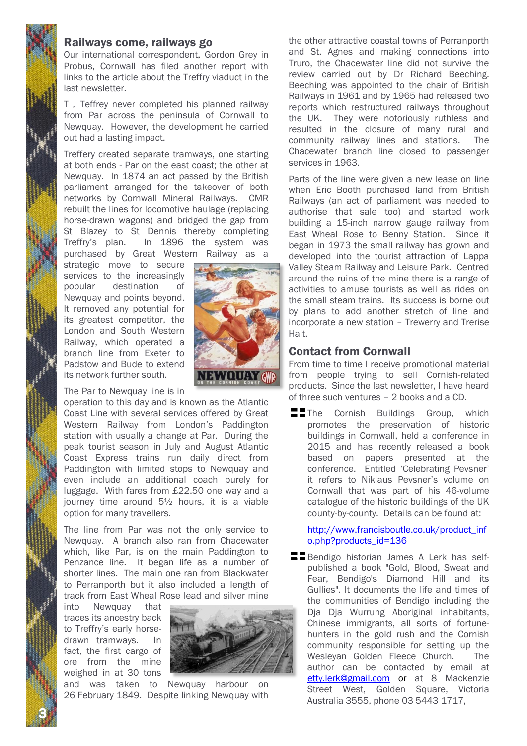## Railways come, railways go

Our international correspondent, Gordon Grey in Probus, Cornwall has filed another report with links to the article about the Treffry viaduct in the last newsletter.

T J Teffrey never completed his planned railway from Par across the peninsula of Cornwall to Newquay. However, the development he carried out had a lasting impact.

Treffery created separate tramways, one starting at both ends - Par on the east coast; the other at Newquay. In 1874 an act passed by the British parliament arranged for the takeover of both networks by Cornwall Mineral Railways. CMR rebuilt the lines for locomotive haulage (replacing horse-drawn wagons) and bridged the gap from St Blazey to St Dennis thereby completing Treffry's plan. In 1896 the system was purchased by Great Western Railway as a strategic move to secure services to the increasingly popular destination of Newquay and points beyond. It removed any potential for its greatest competitor, the London and South Western Railway, which operated a branch line from Exeter to Padstow and Bude to extend its network further south.

The Par to Newquay line is in operation to this day and is known as the Atlantic Coast Line with several services offered by Great Western Railway from London's Paddington station with usually a change at Par. During the peak tourist season in July and August Atlantic Coast Express trains run daily direct from Paddington with limited stops to Newquay and even include an additional coach purely for luggage. With fares from £22.50 one way and a journey time around 5½ hours, it is a viable option for many travellers.

The line from Par was not the only service to Newquay. A branch also ran from Chacewater which, like Par, is on the main Paddington to Penzance line. It began life as a number of shorter lines. The main one ran from Blackwater to Perranporth but it also included a length of track from East Wheal Rose lead and silver mine into Newquay that traces its ancestry back to Treffry's early horse-drawn tramways. In fact, the first cargo of ore from the mine weighed in at 30 tons and was taken to Newquay harbour on 26 February 1849. Despite linking Newquay with the other attractive coastal towns of Perranporth and St. Agnes and making connections into Truro, the Chacewater line did not survive the review carried out by Dr Richard Beeching. Beeching was appointed to the chair of British Railways in 1961 and by 1965 had released two reports which restructured railways throughout the UK. They were notoriously ruthless and resulted in the closure of many rural and community railway lines and stations. The Chacewater branch line closed to passenger services in 1963.

Parts of the line were given a new lease on line when Eric Booth purchased land from British Railways (an act of parliament was needed to authorise that sale too) and started work building a 15-inch narrow gauge railway from East Wheal Rose to Benny Station. Since it began in 1973 the small railway has grown and developed into the tourist attraction of Lappa Valley Steam Railway and Leisure Park. Centred around the ruins of the mine there is a range of activities to amuse tourists as well as rides on the small steam trains. Its success is borne out by plans to add another stretch of line and incorporate a new station – Trewerry and Trerise Halt.

## Contact from Cornwall

From time to time I receive promotional material from people trying to sell Cornish-related products. Since the last newsletter, I have heard of three such ventures – 2 books and a CD.

- The Cornish Buildings Group, which promotes the preservation of historic buildings in Cornwall, held a conference in 2015 and has recently released a book based on papers presented at the conference. Entitled 'Celebrating Pevsner' it refers to Niklaus Pevsner's volume on Cornwall that was part of his 46-volume catalogue of the historic buildings of the UK county-by-county. Details can be found at:

  http://www.francisboutle.co.uk/product_info.php?products_id=136

- Bendigo historian James A Lerk has self-published a book "Gold, Blood, Sweat and Fear, Bendigo's Diamond Hill and its Gullies". It documents the life and times of the communities of Bendigo including the Dja Dja Wurrung Aboriginal inhabitants, Chinese immigrants, all sorts of fortune-hunters in the gold rush and the Cornish community responsible for setting up the Wesleyan Golden Fleece Church. The author can be contacted by email at etty.lerk@gmail.com or at 8 Mackenzie Street West, Golden Square, Victoria Australia 3555, phone 03 5443 1717,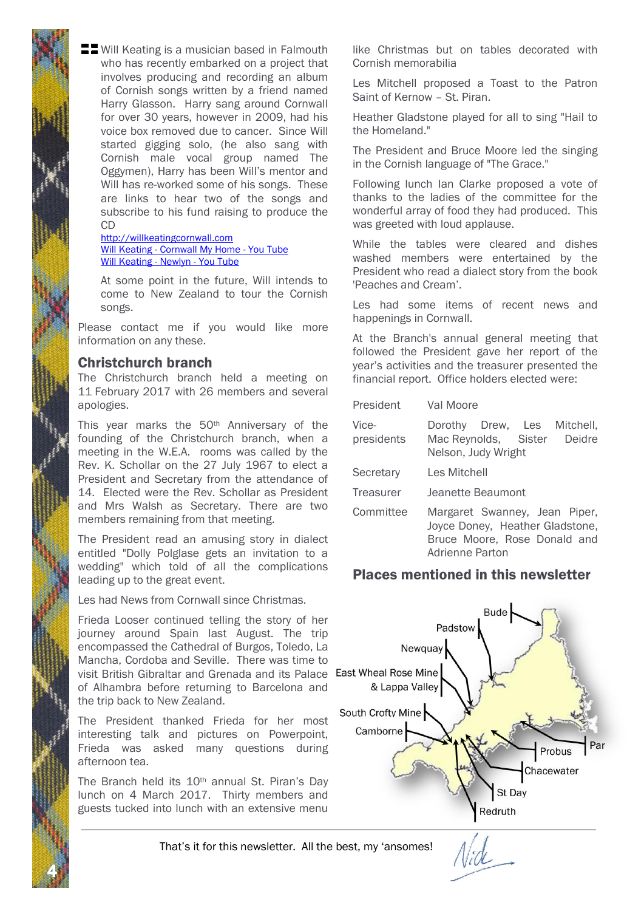Will Keating is a musician based in Falmouth who has recently embarked on a project that involves producing and recording an album of Cornish songs written by a friend named Harry Glasson. Harry sang around Cornwall for over 30 years, however in 2009, had his voice box removed due to cancer. Since Will started gigging solo, (he also sang with Cornish male vocal group named The Oggymen), Harry has been Will's mentor and Will has re-worked some of his songs. These are links to hear two of the songs and subscribe to his fund raising to produce the CD

http://willkeatingcornwall.com
Will Keating - Cornwall My Home - You Tube
Will Keating - Newlyn - You Tube

At some point in the future, Will intends to come to New Zealand to tour the Cornish songs.

Please contact me if you would like more information on any these.

## Christchurch branch

The Christchurch branch held a meeting on 11 February 2017 with 26 members and several apologies.

This year marks the 50th Anniversary of the founding of the Christchurch branch, when a meeting in the W.E.A. rooms was called by the Rev. K. Schollar on the 27 July 1967 to elect a President and Secretary from the attendance of 14. Elected were the Rev. Schollar as President and Mrs Walsh as Secretary. There are two members remaining from that meeting.

The President read an amusing story in dialect entitled "Dolly Polglase gets an invitation to a wedding" which told of all the complications leading up to the great event.

Les had News from Cornwall since Christmas.

Frieda Looser continued telling the story of her journey around Spain last August. The trip encompassed the Cathedral of Burgos, Toledo, La Mancha, Cordoba and Seville. There was time to visit British Gibraltar and Grenada and its Palace of Alhambra before returning to Barcelona and the trip back to New Zealand.

The President thanked Frieda for her most interesting talk and pictures on Powerpoint, Frieda was asked many questions during afternoon tea.

The Branch held its 10th annual St. Piran's Day lunch on 4 March 2017. Thirty members and guests tucked into lunch with an extensive menu like Christmas but on tables decorated with Cornish memorabilia

Les Mitchell proposed a Toast to the Patron Saint of Kernow – St. Piran.

Heather Gladstone played for all to sing "Hail to the Homeland."

The President and Bruce Moore led the singing in the Cornish language of "The Grace."

Following lunch Ian Clarke proposed a vote of thanks to the ladies of the committee for the wonderful array of food they had produced. This was greeted with loud applause.

While the tables were cleared and dishes washed members were entertained by the President who read a dialect story from the book 'Peaches and Cream'.

Les had some items of recent news and happenings in Cornwall.

At the Branch's annual general meeting that followed the President gave her report of the year's activities and the treasurer presented the financial report. Office holders elected were:

| | |
|---|---|
| President | Val Moore |
| Vice-presidents | Dorothy Drew, Les Mitchell, Mac Reynolds, Sister Deidre Nelson, Judy Wright |
| Secretary | Les Mitchell |
| Treasurer | Jeanette Beaumont |
| Committee | Margaret Swanney, Jean Piper, Joyce Doney, Heather Gladstone, Bruce Moore, Rose Donald and Adrienne Parton |

## Places mentioned in this newsletter

Bude
Padstow
Newquay
East Wheal Rose Mine & Lappa Valley
South Crofty Mine
Camborne
Probus
Par
Chacewater
St Day
Redruth

That's it for this newsletter. All the best, my 'ansomes!

Nick